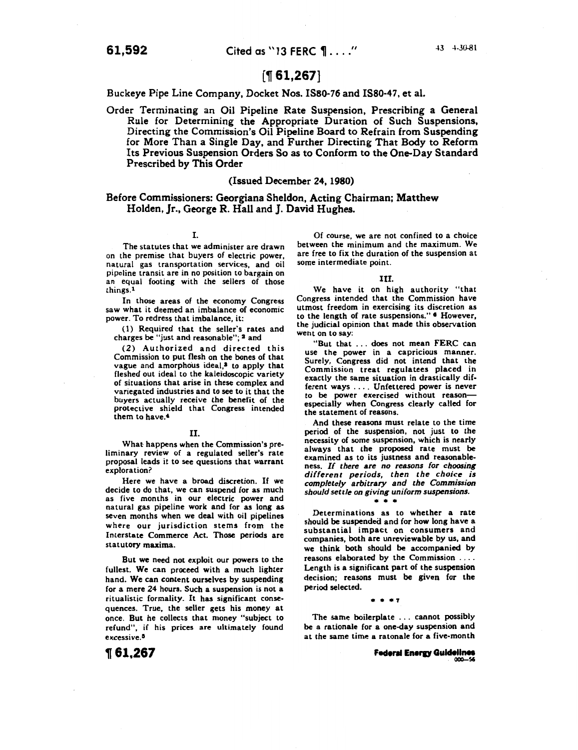# [¶ 61,267]

Buckeye Pipe Line Company, Docket Nos. IS80-76 and IS80-47, et al.

## Order Terminating an Oil Pipeline Rate Suspension, Prescribing a General Rule for Determining the Appropriate Duration of Such Suspensions, Directing the Commission's Oil Pipeline Board to Refrain from Suspending for More Than a Single Day, and Further Directing That Body to Reform Its Previous Suspension Orders So as to Conform to the One-Day Standard Prescribed by This Order

(Issued December 24, 1980)

Before Commissioners: Georgiana Sheldon, Acting Chairman; Matthew Holden, Jr., George R. Hall and J. David Hughes.

### I.

The statutes that we administer are drawn on the premise that buyers of electric power, natural gas transportation services, and oil pipeline transit are in no position to bargain on an equal footing with the sellers of those things.[1]

In those areas of the economy Congress saw what it deemed an imbalance of economic power. To redress that imbalance, it:

(1) Required that the seller's rates and charges be "just and reasonable";[2] and

(2) Authorized and directed this Commission to put flesh on the bones of that vague and amorphous ideal,[3] to apply that fleshed out ideal to the kaleidoscopic variety of situations that arise in these complex and variegated industries and to see to it that the buyers actually receive the benefit of the protective shield that Congress intended them to have.[4]

### II.

What happens when the Commission's preliminary review of a regulated seller's rate proposal leads it to see questions that warrant exploration?

Here we have a broad discretion. If we decide to do that, we can suspend for as much as five months in our electric power and natural gas pipeline work and for as long as seven months when we deal with oil pipelines where our jurisdiction stems from the Interstate Commerce Act. Those periods are statutory maxima.

But we need not exploit our powers to the fullest. We can proceed with a much lighter hand. We can content ourselves by suspending for a mere 24 hours. Such a suspension is not a ritualistic formality. It has significant consequences. True, the seller gets his money at once. But he collects that money "subject to refund", if his prices are ultimately found excessive.[5]

Of course, we are not confined to a choice between the minimum and the maximum. We are free to fix the duration of the suspension at some intermediate point.

### III.

We have it on high authority "that Congress intended that the Commission have utmost freedom in exercising its discretion as to the length of rate suspensions."[6] However, the judicial opinion that made this observation went on to say:

"But that ... does not mean FERC can use the power in a capricious manner. Surely, Congress did not intend that the Commission treat regulatees placed in exactly the same situation in drastically different ways .... Unfettered power is never to be power exercised without reason—especially when Congress clearly called for the statement of reasons.

And these reasons must relate to the time period of the suspension, not just to the necessity of some suspension, which is nearly always that the proposed rate must be examined as to its justness and reasonableness. *If there are no reasons for choosing different periods, then the choice is completely arbitrary and the Commission should settle on giving uniform suspensions.*

\* \* \*

Determinations as to whether a rate should be suspended and for how long have a substantial impact on consumers and companies, both are unreviewable by us, and we think both should be accompanied by reasons elaborated by the Commission .... Length is a significant part of the suspension decision; reasons must be given for the period selected.

\* \* \*[7]

The same boilerplate ... cannot possibly be a rationale for a one-day suspension and at the same time a ratonale for a five-month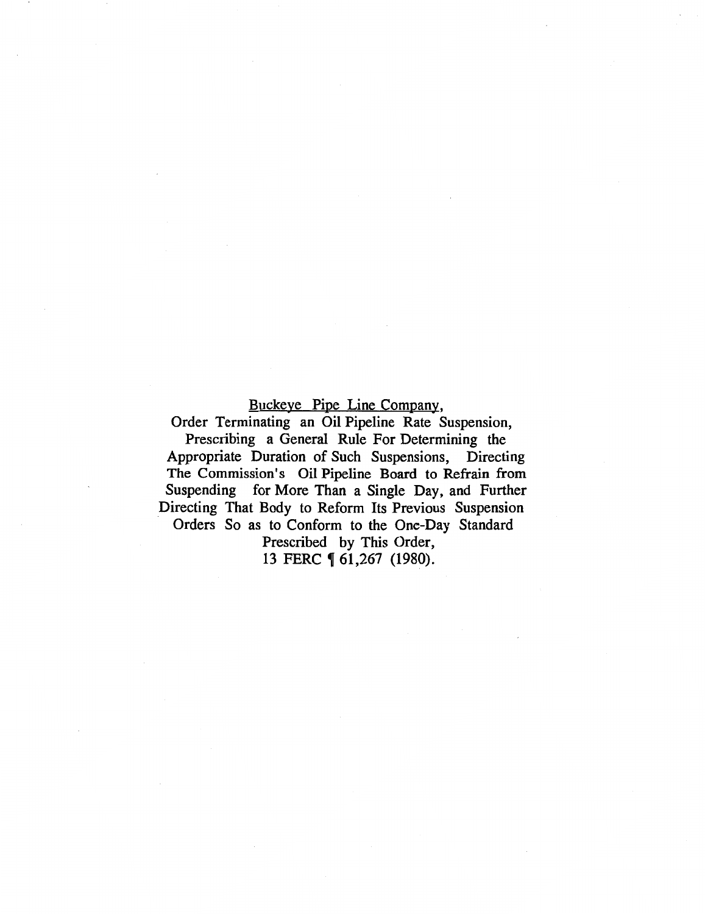<u>Buckeye Pipe Line Company</u>,

Order Terminating an Oil Pipeline Rate Suspension, Prescribing a General Rule For Determining the Appropriate Duration of Such Suspensions, Directing The Commission's Oil Pipeline Board to Refrain from Suspending for More Than a Single Day, and Further Directing That Body to Reform Its Previous Suspension Orders So as to Conform to the One-Day Standard Prescribed by This Order,

13 FERC ¶ 61,267 (1980).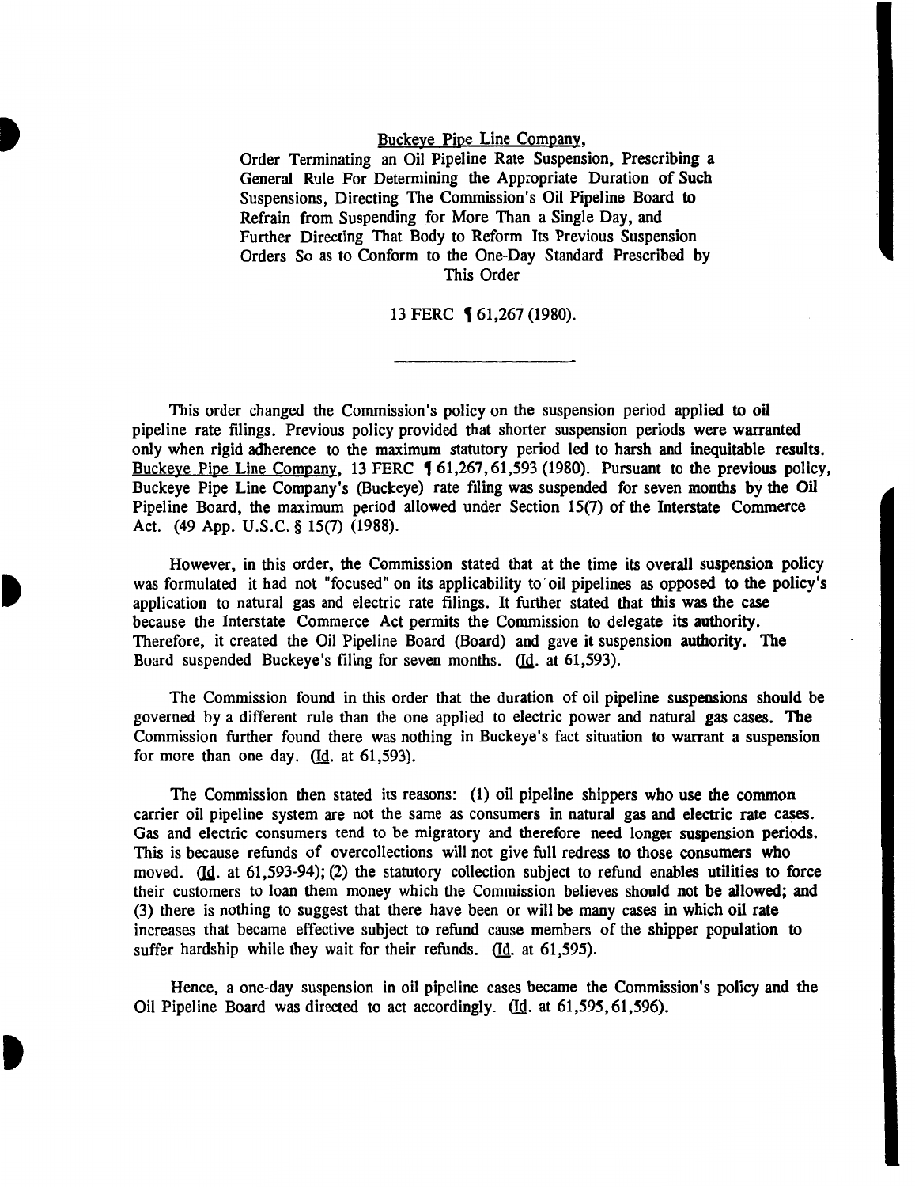Buckeye Pipe Line Company,
Order Terminating an Oil Pipeline Rate Suspension, Prescribing a General Rule For Determining the Appropriate Duration of Such Suspensions, Directing The Commission's Oil Pipeline Board to Refrain from Suspending for More Than a Single Day, and Further Directing That Body to Reform Its Previous Suspension Orders So as to Conform to the One-Day Standard Prescribed by This Order

13 FERC ¶ 61,267 (1980).

---

This order changed the Commission's policy on the suspension period applied to oil pipeline rate filings. Previous policy provided that shorter suspension periods were warranted only when rigid adherence to the maximum statutory period led to harsh and inequitable results. Buckeye Pipe Line Company, 13 FERC ¶ 61,267, 61,593 (1980). Pursuant to the previous policy, Buckeye Pipe Line Company's (Buckeye) rate filing was suspended for seven months by the Oil Pipeline Board, the maximum period allowed under Section 15(7) of the Interstate Commerce Act. (49 App. U.S.C. § 15(7) (1988).

However, in this order, the Commission stated that at the time its overall suspension policy was formulated it had not "focused" on its applicability to oil pipelines as opposed to the policy's application to natural gas and electric rate filings. It further stated that this was the case because the Interstate Commerce Act permits the Commission to delegate its authority. Therefore, it created the Oil Pipeline Board (Board) and gave it suspension authority. The Board suspended Buckeye's filing for seven months. (Id. at 61,593).

The Commission found in this order that the duration of oil pipeline suspensions should be governed by a different rule than the one applied to electric power and natural gas cases. The Commission further found there was nothing in Buckeye's fact situation to warrant a suspension for more than one day. (Id. at 61,593).

The Commission then stated its reasons: (1) oil pipeline shippers who use the common carrier oil pipeline system are not the same as consumers in natural gas and electric rate cases. Gas and electric consumers tend to be migratory and therefore need longer suspension periods. This is because refunds of overcollections will not give full redress to those consumers who moved. (Id. at 61,593-94); (2) the statutory collection subject to refund enables utilities to force their customers to loan them money which the Commission believes should not be allowed; and (3) there is nothing to suggest that there have been or will be many cases in which oil rate increases that became effective subject to refund cause members of the shipper population to suffer hardship while they wait for their refunds. (Id. at 61,595).

Hence, a one-day suspension in oil pipeline cases became the Commission's policy and the Oil Pipeline Board was directed to act accordingly. (Id. at 61,595, 61,596).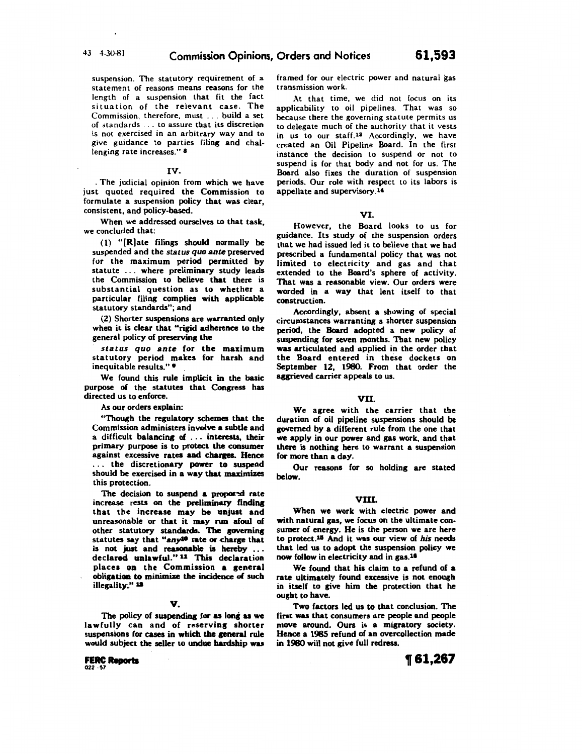suspension. The statutory requirement of a statement of reasons means reasons for the length of a suspension that fit the fact situation of the relevant case. The Commission, therefore, must . . . build a set of standards . . . to assure that its discretion is not exercised in an arbitrary way and to give guidance to parties filing and challenging rate increases." [8]

## IV.

The judicial opinion from which we have just quoted required the Commission to formulate a suspension policy that was clear, consistent, and policy-based.

When we addressed ourselves to that task, we concluded that:

(1) "[R]ate filings should normally be suspended and the *status quo ante* preserved for the maximum period permitted by statute . . . where preliminary study leads the Commission to believe that there is substantial question as to whether a particular filing complies with applicable statutory standards"; and

(2) Shorter suspensions are warranted only when it is clear that "rigid adherence to the general policy of preserving the *status quo ante* for the maximum statutory period makes for harsh and inequitable results." [9]

We found this rule implicit in the basic purpose of the statutes that Congress has directed us to enforce.

As our orders explain:

"Though the regulatory schemes that the Commission administers involve a subtle and a difficult balancing of . . . interests, their primary purpose is to protect the consumer against excessive rates and charges. Hence . . . the discretionary power to suspend should be exercised in a way that maximizes this protection.

The decision to suspend a proposed rate increase rests on the preliminary finding that the increase may be unjust and unreasonable or that it may run afoul of other statutory standards. The governing statutes say that "*any*[10] rate or charge that is not just and reasonable is hereby . . . declared unlawful." [11] This declaration places on the Commission a general obligation to minimize the incidence of such illegality." [12]

## V.

The policy of suspending for as long as we lawfully can and of reserving shorter suspensions for cases in which the general rule would subject the seller to undue hardship was framed for our electric power and natural gas transmission work.

At that time, we did not focus on its applicability to oil pipelines. That was so because there the governing statute permits us to delegate much of the authority that it vests in us to our staff.[13] Accordingly, we have created an Oil Pipeline Board. In the first instance the decision to suspend or not to suspend is for that body and not for us. The Board also fixes the duration of suspension periods. Our role with respect to its labors is appellate and supervisory.[14]

## VI.

However, the Board looks to us for guidance. Its study of the suspension orders that we had issued led it to believe that we had prescribed a fundamental policy that was not limited to electricity and gas and that extended to the Board's sphere of activity. That was a reasonable view. Our orders were worded in a way that lent itself to that construction.

Accordingly, absent a showing of special circumstances warranting a shorter suspension period, the Board adopted a new policy of suspending for seven months. That new policy was articulated and applied in the order that the Board entered in these dockets on September 12, 1980. From that order the aggrieved carrier appeals to us.

## VII.

We agree with the carrier that the duration of oil pipeline suspensions should be governed by a different rule from the one that we apply in our power and gas work, and that there is nothing here to warrant a suspension for more than a day.

Our reasons for so holding are stated below.

## VIII.

When we work with electric power and with natural gas, we focus on the ultimate consumer of energy. He is the person we are here to protect.[15] And it was our view of *his* needs that led us to adopt the suspension policy we now follow in electricity and in gas.[16]

We found that his claim to a refund of a rate ultimately found excessive is not enough in itself to give him the protection that he ought to have.

Two factors led us to that conclusion. The first was that consumers are people and people move around. Ours is a migratory society. Hence a 1985 refund of an overcollection made in 1980 will not give full redress.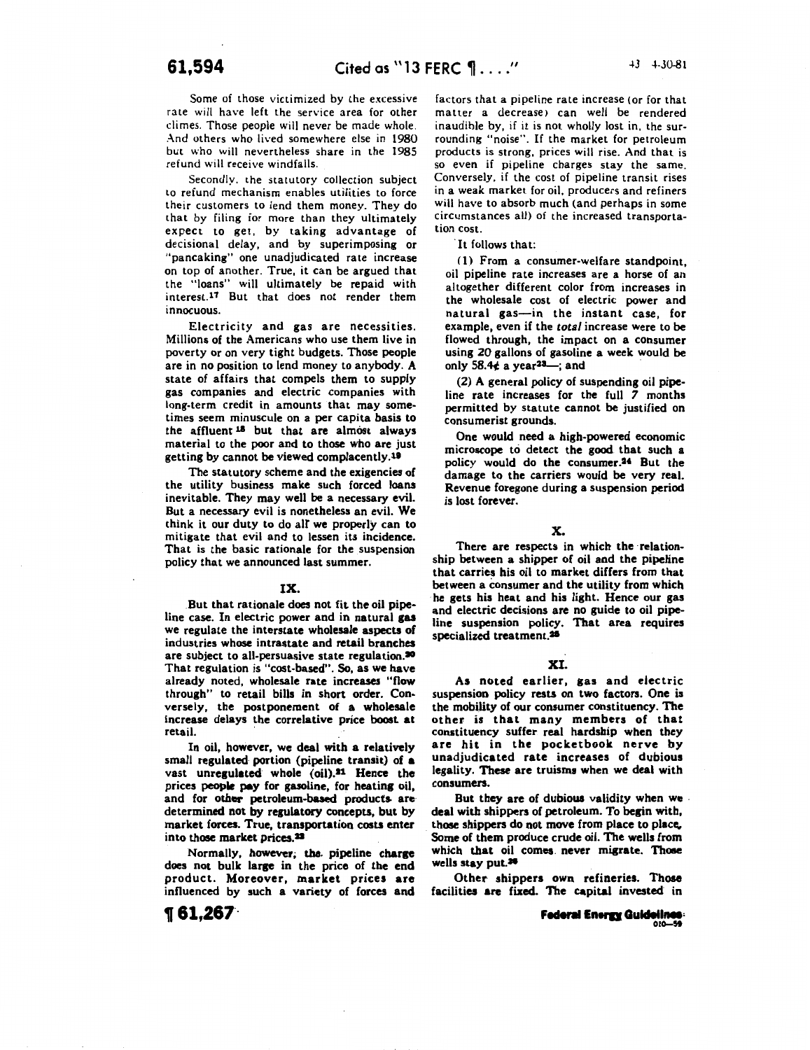Some of those victimized by the excessive rate will have left the service area for other climes. Those people will never be made whole. And others who lived somewhere else in 1980 but who will nevertheless share in the 1985 refund will receive windfalls.

Secondly, the statutory collection subject to refund mechanism enables utilities to force their customers to lend them money. They do that by filing for more than they ultimately expect to get, by taking advantage of decisional delay, and by superimposing or "pancaking" one unadjudicated rate increase on top of another. True, it can be argued that the "loans" will ultimately be repaid with interest.[17] But that does not render them innocuous.

Electricity and gas are necessities. Millions of the Americans who use them live in poverty or on very tight budgets. Those people are in no position to lend money to anybody. A state of affairs that compels them to supply gas companies and electric companies with long-term credit in amounts that may sometimes seem minuscule on a per capita basis to the affluent[18] but that are almost always material to the poor and to those who are just getting by cannot be viewed complacently.[19]

The statutory scheme and the exigencies of the utility business make such forced loans inevitable. They may well be a necessary evil. But a necessary evil is nonetheless an evil. We think it our duty to do all we properly can to mitigate that evil and to lessen its incidence. That is the basic rationale for the suspension policy that we announced last summer.

## IX.

But that rationale does not fit the oil pipeline case. In electric power and in natural gas we regulate the interstate wholesale aspects of industries whose intrastate and retail branches are subject to all-persuasive state regulation.[20] That regulation is "cost-based". So, as we have already noted, wholesale rate increases "flow through" to retail bills in short order. Conversely, the postponement of a wholesale increase delays the correlative price boost at retail.

In oil, however, we deal with a relatively small regulated portion (pipeline transit) of a vast unregulated whole (oil).[21] Hence the prices people pay for gasoline, for heating oil, and for other petroleum-based products are determined not by regulatory concepts, but by market forces. True, transportation costs enter into those market prices.[22]

Normally, however, the pipeline charge does not bulk large in the price of the end product. Moreover, market prices are influenced by such a variety of forces and factors that a pipeline rate increase (or for that matter a decrease) can well be rendered inaudible by, if it is not wholly lost in, the surrounding "noise". If the market for petroleum products is strong, prices will rise. And that is so even if pipeline charges stay the same. Conversely, if the cost of pipeline transit rises in a weak market for oil, producers and refiners will have to absorb much (and perhaps in some circumstances all) of the increased transportation cost.

It follows that:

(1) From a consumer-welfare standpoint, oil pipeline rate increases are a horse of an altogether different color from increases in the wholesale cost of electric power and natural gas—in the instant case, for example, even if the *total* increase were to be flowed through, the impact on a consumer using 20 gallons of gasoline a week would be only 58.4¢ a year[23]—; and

(2) A general policy of suspending oil pipeline rate increases for the full 7 months permitted by statute cannot be justified on consumerist grounds.

One would need a high-powered economic microscope to detect the good that such a policy would do the consumer.[24] But the damage to the carriers would be very real. Revenue foregone during a suspension period is lost forever.

## X.

There are respects in which the relationship between a shipper of oil and the pipeline that carries his oil to market differs from that between a consumer and the utility from which he gets his heat and his light. Hence our gas and electric decisions are no guide to oil pipeline suspension policy. That area requires specialized treatment.[25]

## XI.

As noted earlier, gas and electric suspension policy rests on two factors. One is the mobility of our consumer constituency. The other is that many members of that constituency suffer real hardship when they are hit in the pocketbook nerve by unadjudicated rate increases of dubious legality. These are truisms when we deal with consumers.

But they are of dubious validity when we deal with shippers of petroleum. To begin with, those shippers do not move from place to place. Some of them produce crude oil. The wells from which that oil comes never migrate. Those wells stay put.[26]

Other shippers own refineries. Those facilities are fixed. The capital invested in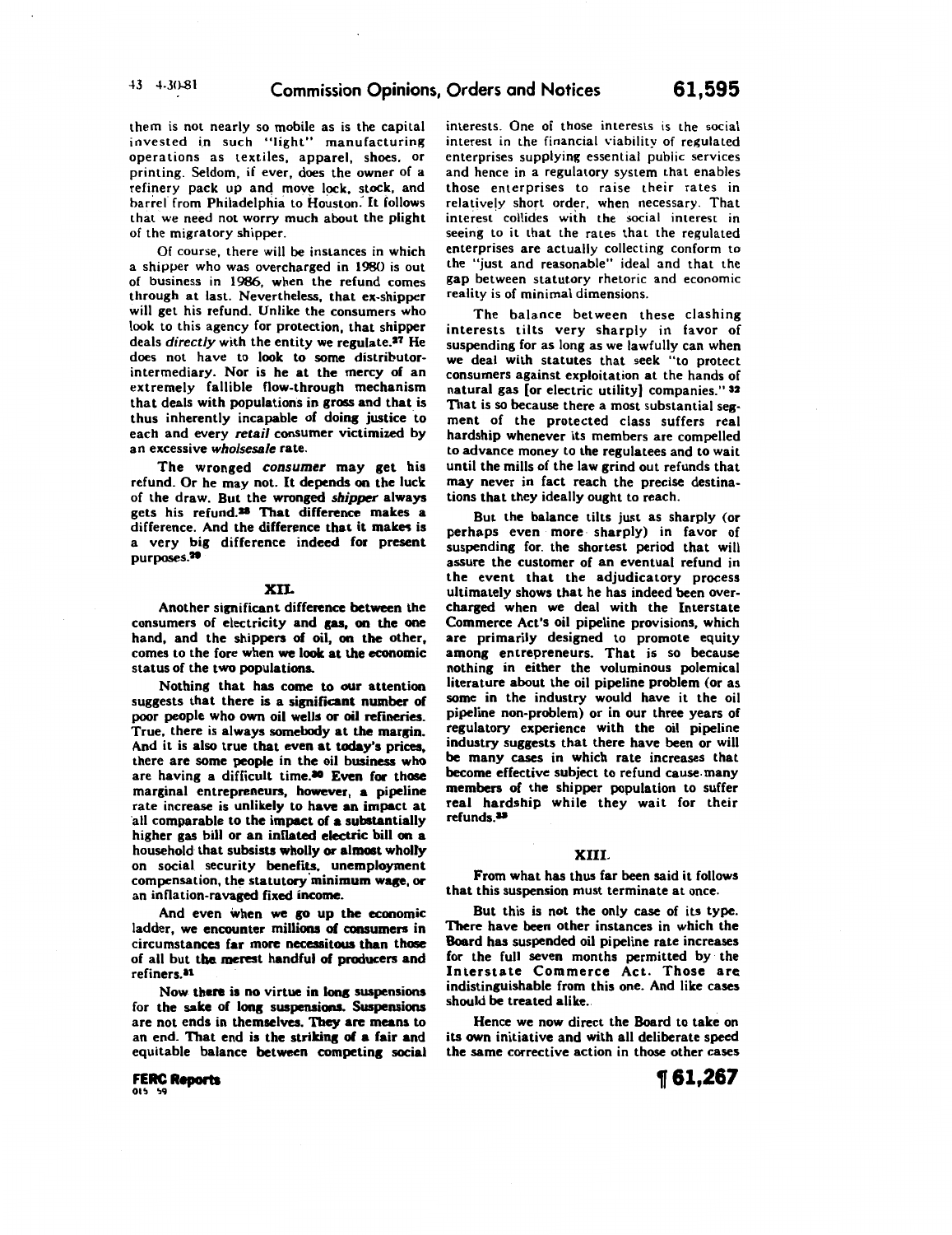them is not nearly so mobile as is the capital invested in such "light" manufacturing operations as textiles, apparel, shoes, or printing. Seldom, if ever, does the owner of a refinery pack up and move lock, stock, and barrel from Philadelphia to Houston. It follows that we need not worry much about the plight of the migratory shipper.

Of course, there will be instances in which a shipper who was overcharged in 1980 is out of business in 1986, when the refund comes through at last. Nevertheless, that ex-shipper will get his refund. Unlike the consumers who look to this agency for protection, that shipper deals *directly* with the entity we regulate.[27] He does not have to look to some distributor-intermediary. Nor is he at the mercy of an extremely fallible flow-through mechanism that deals with populations in gross and that is thus inherently incapable of doing justice to each and every *retail* consumer victimized by an excessive *wholsesale* rate.

The wronged *consumer* may get his refund. Or he may not. It depends on the luck of the draw. But the wronged *shipper* always gets his refund.[28] That difference makes a difference. And the difference that it makes is a very big difference indeed for present purposes.[29]

## XII.

Another significant difference between the consumers of electricity and gas, on the one hand, and the shippers of oil, on the other, comes to the fore when we look at the economic status of the two populations.

Nothing that has come to our attention suggests that there is a significant number of poor people who own oil wells or oil refineries. True, there is always somebody at the margin. And it is also true that even at today's prices, there are some people in the oil business who are having a difficult time.[30] Even for those marginal entrepreneurs, however, a pipeline rate increase is unlikely to have an impact at all comparable to the impact of a substantially higher gas bill or an inflated electric bill on a household that subsists wholly or almost wholly on social security benefits, unemployment compensation, the statutory minimum wage, or an inflation-ravaged fixed income.

And even when we go up the economic ladder, we encounter millions of consumers in circumstances far more necessitous than those of all but the merest handful of producers and refiners.[31]

Now there is no virtue in long suspensions for the sake of long suspensions. Suspensions are not ends in themselves. They are means to an end. That end is the striking of a fair and equitable balance between competing social interests. One of those interests is the social interest in the financial viability of regulated enterprises supplying essential public services and hence in a regulatory system that enables those enterprises to raise their rates in relatively short order, when necessary. That interest collides with the social interest in seeing to it that the rates that the regulated enterprises are actually collecting conform to the "just and reasonable" ideal and that the gap between statutory rhetoric and economic reality is of minimal dimensions.

The balance between these clashing interests tilts very sharply in favor of suspending for as long as we lawfully can when we deal with statutes that seek "to protect consumers against exploitation at the hands of natural gas [or electric utility] companies."[32] That is so because there a most substantial segment of the protected class suffers real hardship whenever its members are compelled to advance money to the regulatees and to wait until the mills of the law grind out refunds that may never in fact reach the precise destinations that they ideally ought to reach.

But the balance tilts just as sharply (or perhaps even more sharply) in favor of suspending for the shortest period that will assure the customer of an eventual refund in the event that the adjudicatory process ultimately shows that he has indeed been overcharged when we deal with the Interstate Commerce Act's oil pipeline provisions, which are primarily designed to promote equity among entrepreneurs. That is so because nothing in either the voluminous polemical literature about the oil pipeline problem (or as some in the industry would have it the oil pipeline non-problem) or in our three years of regulatory experience with the oil pipeline industry suggests that there have been or will be many cases in which rate increases that become effective subject to refund cause many members of the shipper population to suffer real hardship while they wait for their refunds.[33]

## XIII.

From what has thus far been said it follows that this suspension must terminate at once.

But this is not the only case of its type. There have been other instances in which the Board has suspended oil pipeline rate increases for the full seven months permitted by the Interstate Commerce Act. Those are indistinguishable from this one. And like cases should be treated alike.

Hence we now direct the Board to take on its own initiative and with all deliberate speed the same corrective action in those other cases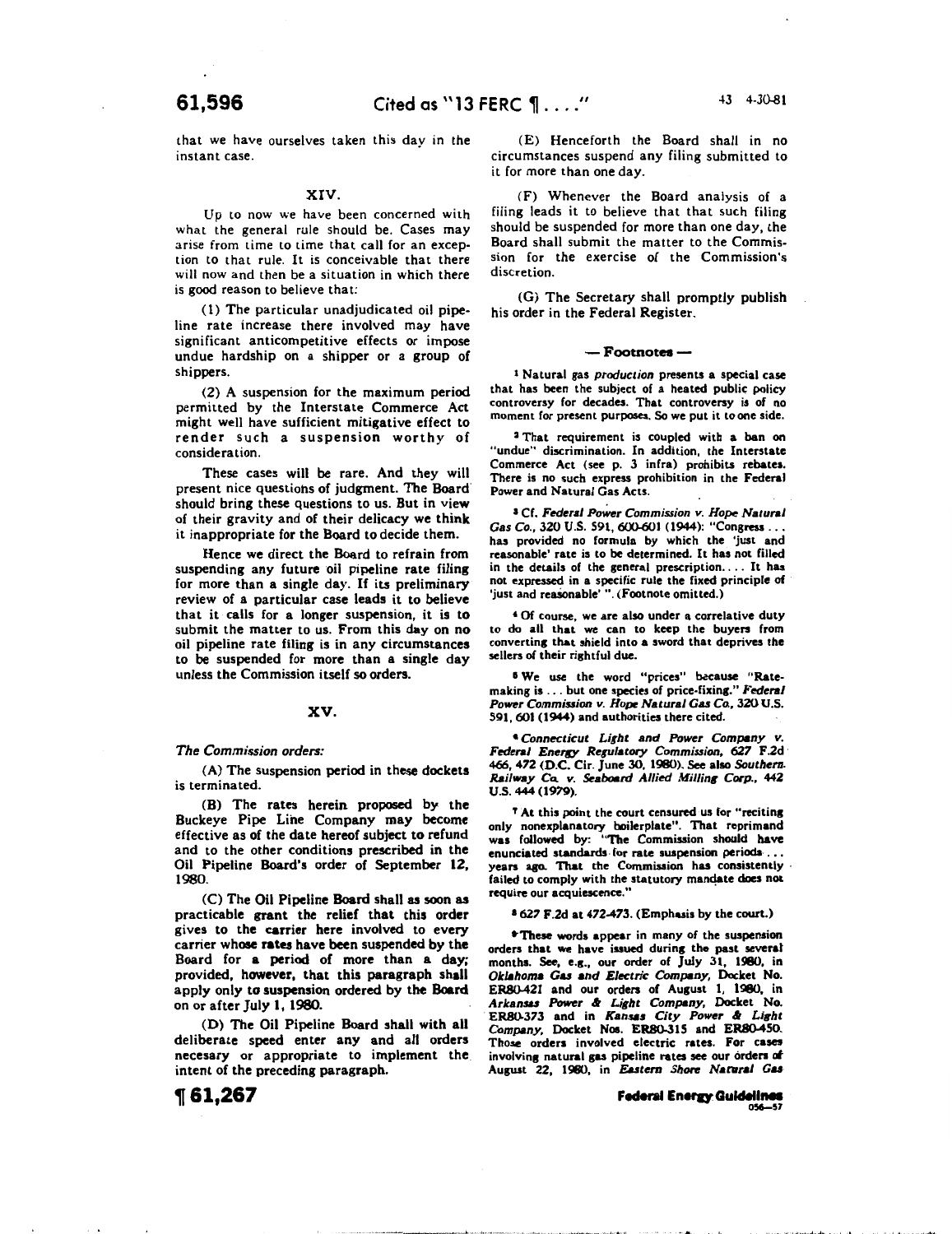that we have ourselves taken this day in the instant case.

## XIV.

Up to now we have been concerned with what the general rule should be. Cases may arise from time to time that call for an exception to that rule. It is conceivable that there will now and then be a situation in which there is good reason to believe that:

(1) The particular unadjudicated oil pipeline rate increase there involved may have significant anticompetitive effects or impose undue hardship on a shipper or a group of shippers.

(2) A suspension for the maximum period permitted by the Interstate Commerce Act might well have sufficient mitigative effect to render such a suspension worthy of consideration.

These cases will be rare. And they will present nice questions of judgment. The Board should bring these questions to us. But in view of their gravity and of their delicacy we think it inappropriate for the Board to decide them.

Hence we direct the Board to refrain from suspending any future oil pipeline rate filing for more than a single day. If its preliminary review of a particular case leads it to believe that it calls for a longer suspension, it is to submit the matter to us. From this day on no oil pipeline rate filing is in any circumstances to be suspended for more than a single day unless the Commission itself so orders.

## XV.

*The Commission orders:*

(A) The suspension period in these dockets is terminated.

(B) The rates herein proposed by the Buckeye Pipe Line Company may become effective as of the date hereof subject to refund and to the other conditions prescribed in the Oil Pipeline Board's order of September 12, 1980.

(C) The Oil Pipeline Board shall as soon as practicable grant the relief that this order gives to the carrier here involved to every carrier whose rates have been suspended by the Board for a period of more than a day; provided, however, that this paragraph shall apply only to suspension ordered by the Board on or after July 1, 1980.

(D) The Oil Pipeline Board shall with all deliberate speed enter any and all orders necessary or appropriate to implement the intent of the preceding paragraph.

(E) Henceforth the Board shall in no circumstances suspend any filing submitted to it for more than one day.

(F) Whenever the Board analysis of a filing leads it to believe that that such filing should be suspended for more than one day, the Board shall submit the matter to the Commission for the exercise of the Commission's discretion.

(G) The Secretary shall promptly publish his order in the Federal Register.

— Footnotes —

[1] Natural gas *production* presents a special case that has been the subject of a heated public policy controversy for decades. That controversy is of no moment for present purposes. So we put it to one side.

[2] That requirement is coupled with a ban on "undue" discrimination. In addition, the Interstate Commerce Act (see p. 3 infra) prohibits rebates. There is no such express prohibition in the Federal Power and Natural Gas Acts.

[3] Cf. *Federal Power Commission v. Hope Natural Gas Co.*, 320 U.S. 591, 600-601 (1944): "Congress ... has provided no formula by which the 'just and reasonable' rate is to be determined. It has not filled in the details of the general prescription.... It has not expressed in a specific rule the fixed principle of 'just and reasonable' ". (Footnote omitted.)

[4] Of course, we are also under a correlative duty to do all that we can to keep the buyers from converting that shield into a sword that deprives the sellers of their rightful due.

[5] We use the word "prices" because "Rate-making is ... but one species of price-fixing." *Federal Power Commission v. Hope Natural Gas Co.*, 320 U.S. 591, 601 (1944) and authorities there cited.

[6] *Connecticut Light and Power Company v. Federal Energy Regulatory Commission*, 627 F.2d 466, 472 (D.C. Cir. June 30, 1980). See also *Southern Railway Co. v. Seaboard Allied Milling Corp.*, 442 U.S. 444 (1979).

[7] At this point the court censured us for "reciting only nonexplanatory boilerplate". That reprimand was followed by: "The Commission should have enunciated standards for rate suspension periods ... years ago. That the Commission has consistently failed to comply with the statutory mandate does not require our acquiescence."

[8] 627 F.2d at 472-473. (Emphasis by the court.)

[9] These words appear in many of the suspension orders that we have issued during the past several months. See, e.g., our order of July 31, 1980, in *Oklahoma Gas and Electric Company*, Docket No. ER80-421 and our orders of August 1, 1980, in *Arkansas Power & Light Company*, Docket No. ER80-373 and in *Kansas City Power & Light Company*, Docket Nos. ER80-315 and ER80-450. Those orders involved electric rates. For cases involving natural gas pipeline rates see our orders of August 22, 1980, in *Eastern Shore Natural Gas*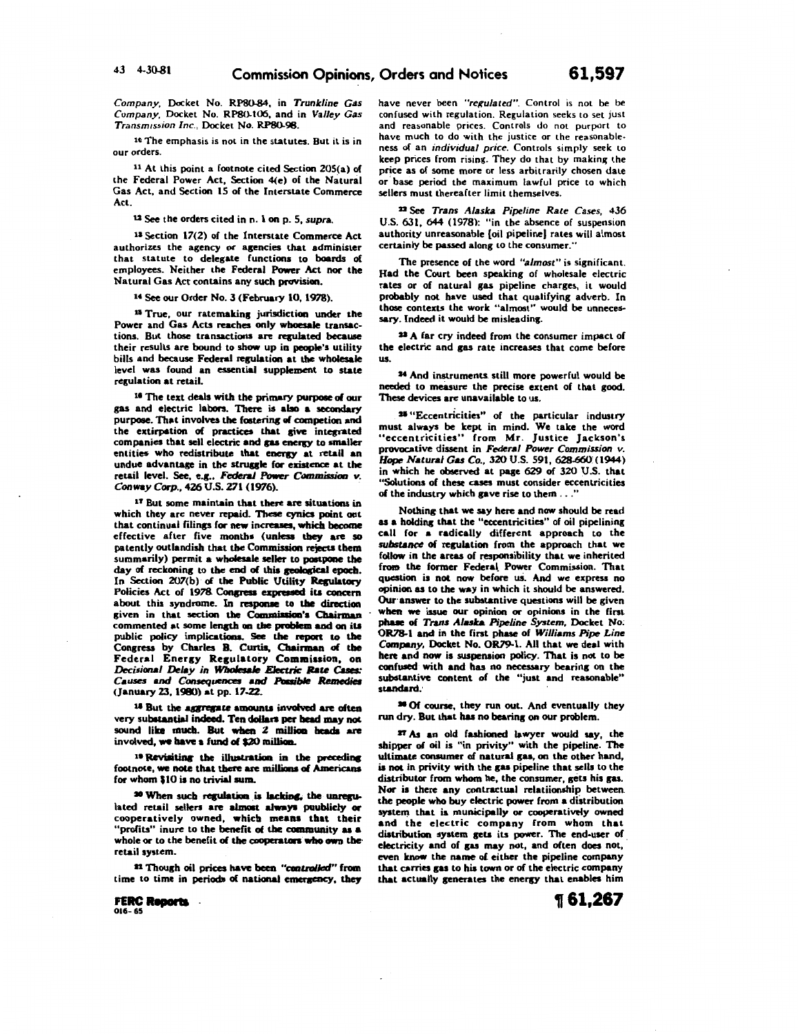*Company*, Docket No. RP80-84, in *Trunkline Gas Company*, Docket No. RP80-106, and in *Valley Gas Transmission Inc.*, Docket No. RP80-98.

[10] The emphasis is not in the statutes. But it is in our orders.

[11] At this point a footnote cited Section 205(a) of the Federal Power Act, Section 4(e) of the Natural Gas Act, and Section 15 of the Interstate Commerce Act.

[12] See the orders cited in n. 1 on p. 5, *supra*.

[13] Section 17(2) of the Interstate Commerce Act authorizes the agency or agencies that administer that statute to delegate functions to boards of employees. Neither the Federal Power Act nor the Natural Gas Act contains any such provision.

[14] See our Order No. 3 (February 10, 1978).

[15] True, our ratemaking jurisdiction under the Power and Gas Acts reaches only whoesale transactions. But those transactions are regulated because their results are bound to show up in people's utility bills and because Federal regulation at the wholesale level was found an essential supplement to state regulation at retail.

[16] The text deals with the primary purpose of our gas and electric labors. There is also a secondary purpose. That involves the fostering of competion and the extirpation of practices that give integrated companies that sell electric and gas energy to smaller entities who redistribute that energy at retail an undue advantage in the struggle for existence at the retail level. See, e.g., *Federal Power Commission v. Conway Corp.*, 426 U.S. 271 (1976).

[17] But some maintain that there are situations in which they are never repaid. These cynics point out that continual filings for new increases, which become effective after five months (unless they are so patently outlandish that the Commission rejects them summarily) permit a wholesale seller to postpone the day of reckoning to the end of this geological epoch. In Section 207(b) of the Public Utility Regulatory Policies Act of 1978 Congress expressed its concern about this syndrome. In response to the direction given in that section the Commission's Chairman commented at some length on the problem and on its public policy implications. See the report to the Congress by Charles B. Curtis, Chairman of the Federal Energy Regulatory Commission, on *Decisional Delay in Wholesale Electric Rate Cases: Causes and Consequences and Possible Remedies* (January 23, 1980) at pp. 17-22.

[18] But the *aggregate* amounts involved are often very substantial indeed. Ten dollars per head may not sound like much. But when 2 million heads are involved, we have a fund of $20 million.

[19] Revisiting the illustration in the preceding footnote, we note that there are millions of Americans for whom $10 is no trivial sum.

[20] When such regulation is lacking, the unregulated retail sellers are almost always puublicly or cooperatively owned, which means that their "profits" inure to the benefit of the community as a whole or to the benefit of the cooperators who own the retail system.

[21] Though oil prices have been *"controlled"* from time to time in periods of national emergency, they have never been *"regulated"*. Control is not be be confused with regulation. Regulation seeks to set just and reasonable prices. Controls do not purport to have much to do with the justice or the reasonableness of an *individual price*. Controls simply seek to keep prices from rising. They do that by making the price as of some more or less arbitrarily chosen date or base period the maximum lawful price to which sellers must thereafter limit themselves.

[22] See *Trans Alaska Pipeline Rate Cases*, 436 U.S. 631, 644 (1978): "in the absence of suspension authority unreasonable [oil pipeline] rates will almost certainly be passed along to the consumer."

The presence of the word *"almost"* is significant. Had the Court been speaking of wholesale electric rates or of natural gas pipeline charges, it would probably not have used that qualifying adverb. In those contexts the work "almost" would be unnecessary. Indeed it would be misleading.

[23] A far cry indeed from the consumer impact of the electric and gas rate increases that come before us.

[24] And instruments still more powerful would be needed to measure the precise extent of that good. These devices are unavailable to us.

[25] "Eccentricities" of the particular industry must always be kept in mind. We take the word "eccentricities" from Mr. Justice Jackson's provocative dissent in *Federal Power Commission v. Hope Natural Gas Co.*, 320 U.S. 591, 628-660 (1944) in which he observed at page 629 of 320 U.S. that "Solutions of these cases must consider eccentricities of the industry which gave rise to them . . ."

Nothing that we say here and now should be read as a holding that the "eccentricities" of oil pipelining call for a radically different approach to the *substance* of regulation from the approach that we follow in the areas of responsibility that we inherited from the former Federal Power Commission. That question is not now before us. And we express no opinion as to the way in which it should be answered. Our answer to the substantive questions will be given when we issue our opinion or opinions in the first phase of *Trans Alaska Pipeline System*, Docket No. OR78-1 and in the first phase of *Williams Pipe Line Company*, Docket No. OR79-1. All that we deal with here and now is suspension policy. That is not to be confused with and has no necessary bearing on the substantive content of the "just and reasonable" standard.

[26] Of course, they run out. And eventually they run dry. But that has no bearing on our problem.

[27] As an old fashioned lawyer would say, the shipper of oil is "in privity" with the pipeline. The ultimate consumer of natural gas, on the other hand, is not in privity with the gas pipeline that sells to the distributor from whom he, the consumer, gets his gas. Nor is there any contractual relatiionship between the people who buy electric power from a distribution system that is municipally or cooperatively owned and the electric company from whom that distribution system gets its power. The end-user of electricity and of gas may not, and often does not, even know the name of either the pipeline company that carries gas to his town or of the electric company that actually generates the energy that enables him

¶ 61,267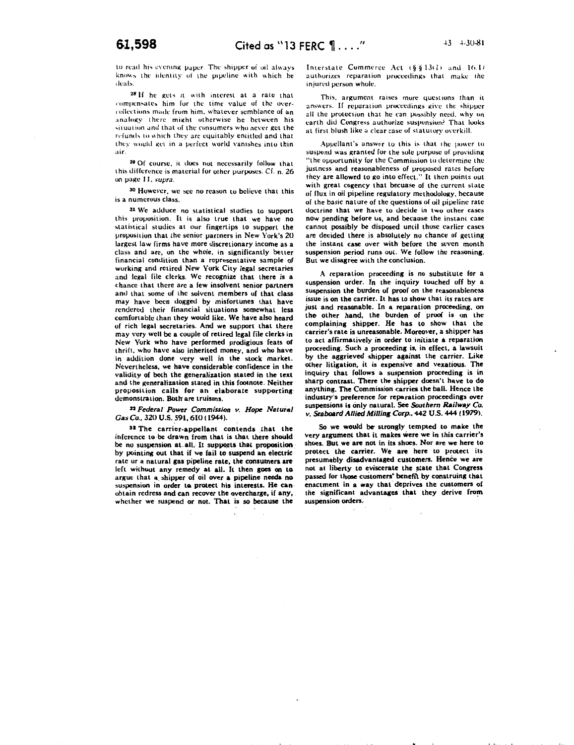to read his evening paper. The shipper of oil always knows the identity of the pipeline with which he deals.

[28] If he gets it with interest at a rate that compensates him for the time value of the over-collections made from him, whatever semblance of an analogy there might otherwise be between his situation and that of the consumers who never get the refunds to which they are equitably entitled and that they would get in a perfect world vanishes into thin air.

[29] Of course, it does not necessarily follow that this difference is material for other purposes. Cf. n. 26 on page 11, *supra*.

[30] However, we see no reason to believe that this is a numerous class.

[31] We adduce no statistical studies to support this proposition. It is also true that we have no statistical studies at our fingertips to support the proposition that the senior partners in New York's 20 largest law firms have more discretionary income as a class and are, on the whole, in significantly better financial condition than a representative sample of working and retired New York City legal secretaries and legal file clerks. We recognize that there is a chance that there are a few insolvent senior partners and that some of the solvent members of that class may have been dogged by misfortunes that have rendered their financial situations somewhat less comfortable than they would like. We have also heard of rich legal secretaries. And we support that there may very well be a couple of retired legal file clerks in New York who have performed prodigious feats of thrift, who have also inherited money, and who have in addition done very well in the stock market. Nevertheless, we have considerable confidence in the validity of both the generalization stated in the text and the generalization stated in this footnote. Neither proposition calls for an elaborate supporting demonstration. Both are truisms.

[32] *Federal Power Commission v. Hope Natural Gas Co.*, 320 U.S. 591, 610 (1944).

[33] The carrier-appellant contends that the inference to be drawn from that is that there should be no suspension at all. It supports that proposition by pointing out that if we fail to suspend an electric rate or a natural gas pipeline rate, the consumers are left without any remedy at all. It then goes on to argue that a shipper of oil over a pipeline needs no suspension in order to protect his interests. He can obtain redress and can recover the overcharge, if any, whether we suspend or not. That is so because the Interstate Commerce Act (§§ 13(1) and 16(1) authorizes reparation proceedings that make the injured person whole.

This argument raises more questions than it answers. If reparation proceedings give the shipper all the protection that he can possibly need, why on earth did Congress authorize suspension? That looks at first blush like a clear case of statutory overkill.

Appellant's answer to this is that the power to suspend was granted for the sole purpose of providing "the opportunity for the Commission to determine the justness and reasonableness of proposed rates before they are allowed to go into effect." It then points out with great cogency that becuase of the current state of flux in oil pipeline regulatory methodology, because of the basic nature of the questions of oil pipeline rate doctrine that we have to decide in two other cases now pending before us, and because the instant case cannot possibly be disposed until those earlier cases are decided there is absolutely no chance of getting the instant case over with before the seven month suspension period runs out. We follow the reasoning. But we disagree with the conclusion.

A reparation proceeding is no substitute for a suspension order. In the inquiry touched off by a suspension the burden of proof on the reasonableness issue is on the carrier. It has to show that its rates are just and reasonable. In a reparation proceeding, on the other hand, the burden of proof is on the complaining shipper. He has to show that the carrier's rate is unreasonable. Moreover, a shipper has to act affirmatively in order to initiate a reparation proceeding. Such a proceeding is, in effect, a lawsuit by the aggrieved shipper against the carrier. Like other litigation, it is expensive and vexatious. The inquiry that follows a suspension proceeding is in sharp contrast. There the shipper doesn't have to do anything. The Commission carries the ball. Hence the industry's preference for reparation proceedings over suspensions is only natural. See *Southern Railway Co. v. Seaboard Allied Milling Corp.*, 442 U.S. 444 (1979).

So we would be strongly tempted to make the very argument that it makes were we in this carrier's shoes. But we are not in its shoes. Nor are we here to protect the carrier. We are here to protect its presumably disadvantaged customers. Hence we are not at liberty to eviscerate the state that Congress passed for those customers' benefit by construing that enactment in a way that deprives the customers of the significant advantages that they derive from suspension orders.